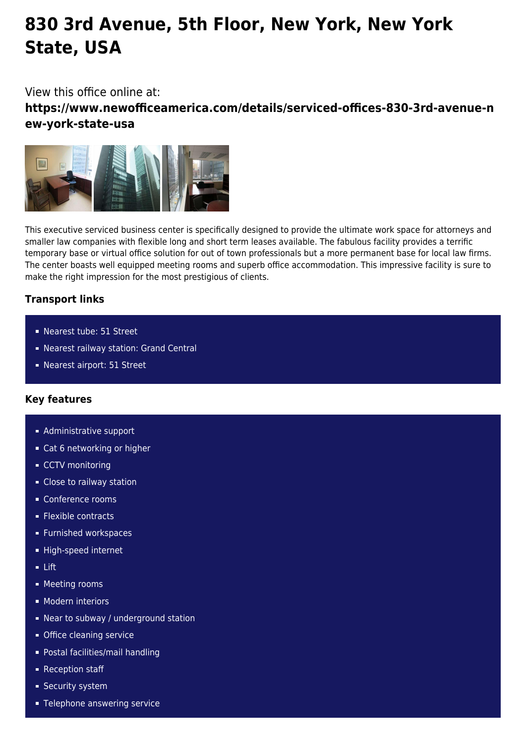# 830 3rd Avenue, 5th Floor, New York, New York State, USA

View this office online at:

**https://www.newofficeamerica.com/details/serviced-offices-830-3rd-avenue-new-york-state-usa**

This executive serviced business center is specifically designed to provide the ultimate work space for attorneys and smaller law companies with flexible long and short term leases available. The fabulous facility provides a terrific temporary base or virtual office solution for out of town professionals but a more permanent base for local law firms. The center boasts well equipped meeting rooms and superb office accommodation. This impressive facility is sure to make the right impression for the most prestigious of clients.

### Transport links

- Nearest tube: 51 Street
- Nearest railway station: Grand Central
- Nearest airport: 51 Street

### Key features

- Administrative support
- Cat 6 networking or higher
- CCTV monitoring
- Close to railway station
- Conference rooms
- Flexible contracts
- Furnished workspaces
- High-speed internet
- Lift
- Meeting rooms
- Modern interiors
- Near to subway / underground station
- Office cleaning service
- Postal facilities/mail handling
- Reception staff
- Security system
- Telephone answering service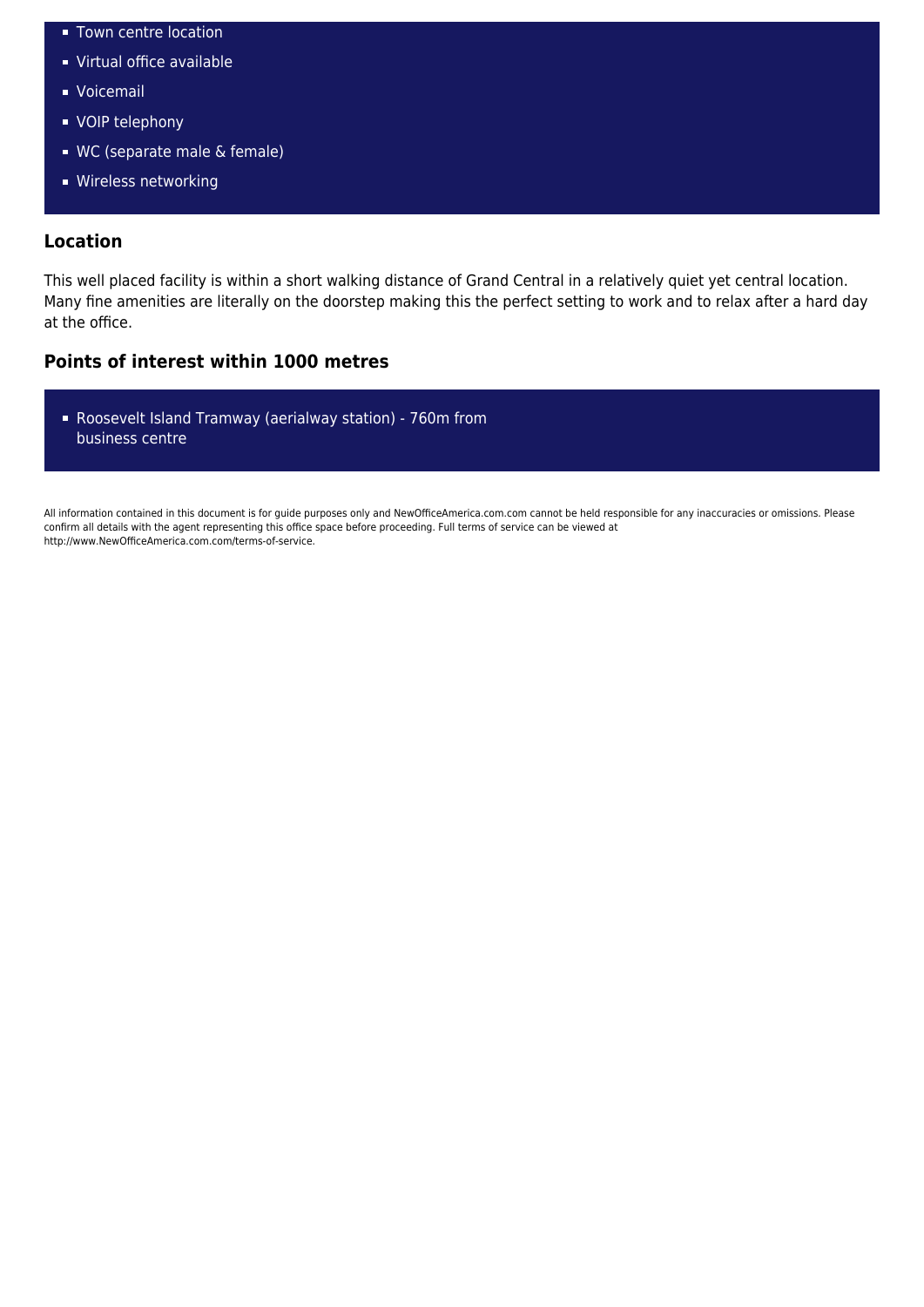- Town centre location
- Virtual office available
- Voicemail
- VOIP telephony
- WC (separate male & female)
- Wireless networking

## Location

This well placed facility is within a short walking distance of Grand Central in a relatively quiet yet central location. Many fine amenities are literally on the doorstep making this the perfect setting to work and to relax after a hard day at the office.

## Points of interest within 1000 metres

- Roosevelt Island Tramway (aerialway station) - 760m from business centre

All information contained in this document is for guide purposes only and NewOfficeAmerica.com.com cannot be held responsible for any inaccuracies or omissions. Please confirm all details with the agent representing this office space before proceeding. Full terms of service can be viewed at http://www.NewOfficeAmerica.com.com/terms-of-service.